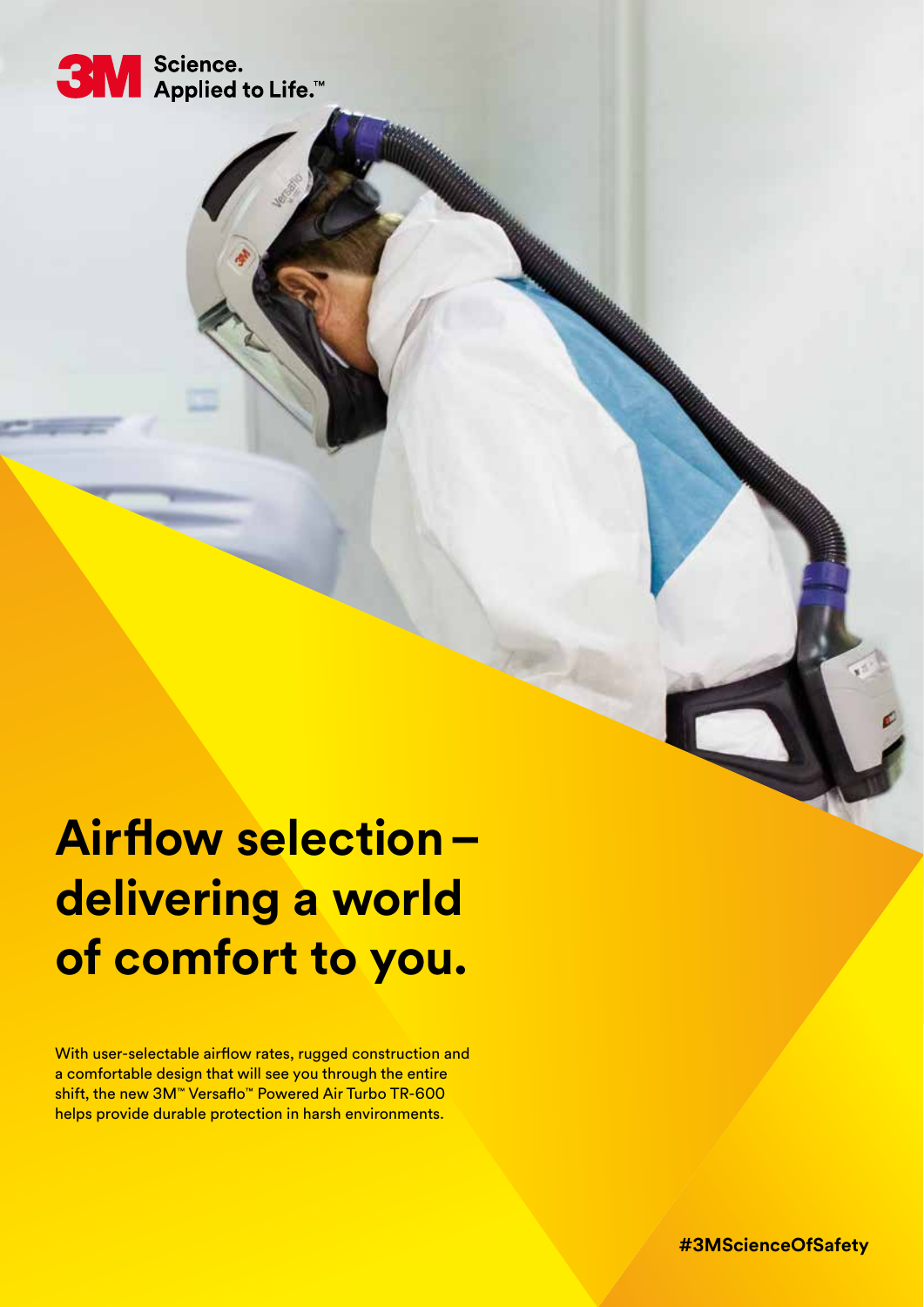Science. Applied to Life.™

# Airflow selection – delivering a world of comfort to you.

With user-selectable airflow rates, rugged construction and a comfortable design that will see you through the entire shift, the new 3M™ Versaflo™ Powered Air Turbo TR-600 helps provide durable protection in harsh environments.

**#3MScienceOfSafety**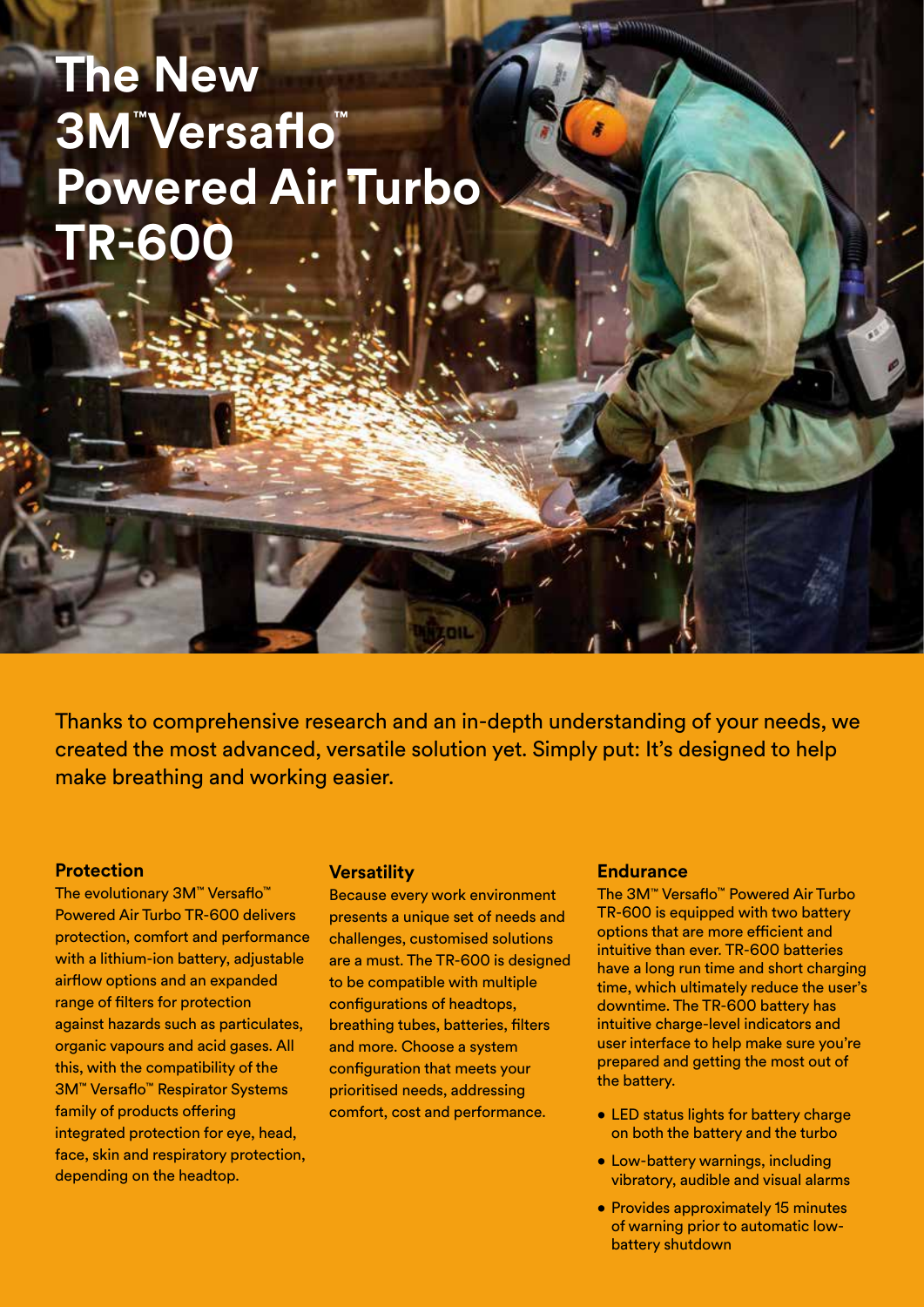# The New 3M™ Versaflo™ Powered Air Turbo TR-600

Thanks to comprehensive research and an in-depth understanding of your needs, we created the most advanced, versatile solution yet. Simply put: It's designed to help make breathing and working easier.

### Protection

The evolutionary 3M™ Versaflo™ Powered Air Turbo TR-600 delivers protection, comfort and performance with a lithium-ion battery, adjustable airflow options and an expanded range of filters for protection against hazards such as particulates, organic vapours and acid gases. All this, with the compatibility of the 3M™ Versaflo™ Respirator Systems family of products offering integrated protection for eye, head, face, skin and respiratory protection, depending on the headtop.

### Versatility

Because every work environment presents a unique set of needs and challenges, customised solutions are a must. The TR-600 is designed to be compatible with multiple configurations of headtops, breathing tubes, batteries, filters and more. Choose a system configuration that meets your prioritised needs, addressing comfort, cost and performance.

### Endurance

The 3M™ Versaflo™ Powered Air Turbo TR-600 is equipped with two battery options that are more efficient and intuitive than ever. TR-600 batteries have a long run time and short charging time, which ultimately reduce the user's downtime. The TR-600 battery has intuitive charge-level indicators and user interface to help make sure you're prepared and getting the most out of the battery.

- LED status lights for battery charge on both the battery and the turbo
- Low-battery warnings, including vibratory, audible and visual alarms
- Provides approximately 15 minutes of warning prior to automatic low-battery shutdown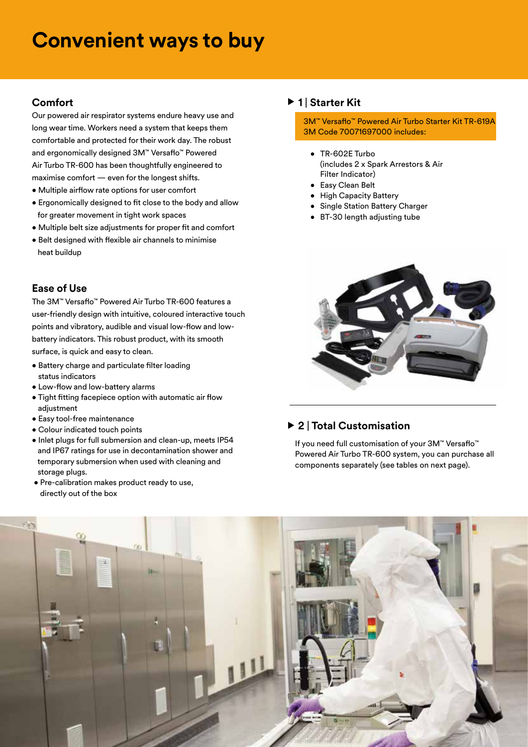# Convenient ways to buy

## Comfort

Our powered air respirator systems endure heavy use and long wear time. Workers need a system that keeps them comfortable and protected for their work day. The robust and ergonomically designed 3M™ Versaflo™ Powered Air Turbo TR-600 has been thoughtfully engineered to maximise comfort — even for the longest shifts.

- Multiple airflow rate options for user comfort
- Ergonomically designed to fit close to the body and allow for greater movement in tight work spaces
- Multiple belt size adjustments for proper fit and comfort
- Belt designed with flexible air channels to minimise heat buildup

## Ease of Use

The 3M™ Versaflo™ Powered Air Turbo TR-600 features a user-friendly design with intuitive, coloured interactive touch points and vibratory, audible and visual low-flow and low-battery indicators. This robust product, with its smooth surface, is quick and easy to clean.

- Battery charge and particulate filter loading status indicators
- Low-flow and low-battery alarms
- Tight fitting facepiece option with automatic air flow adjustment
- Easy tool-free maintenance
- Colour indicated touch points
- Inlet plugs for full submersion and clean-up, meets IP54 and IP67 ratings for use in decontamination shower and temporary submersion when used with cleaning and storage plugs.
- Pre-calibration makes product ready to use, directly out of the box

## ▶ 1 | Starter Kit

3M™ Versaflo™ Powered Air Turbo Starter Kit TR-619A
3M Code 70071697000 includes:

- TR-602E Turbo (includes 2 x Spark Arrestors & Air Filter Indicator)
- Easy Clean Belt
- High Capacity Battery
- Single Station Battery Charger
- BT-30 length adjusting tube

## ▶ 2 | Total Customisation

If you need full customisation of your 3M™ Versaflo™ Powered Air Turbo TR-600 system, you can purchase all components separately (see tables on next page).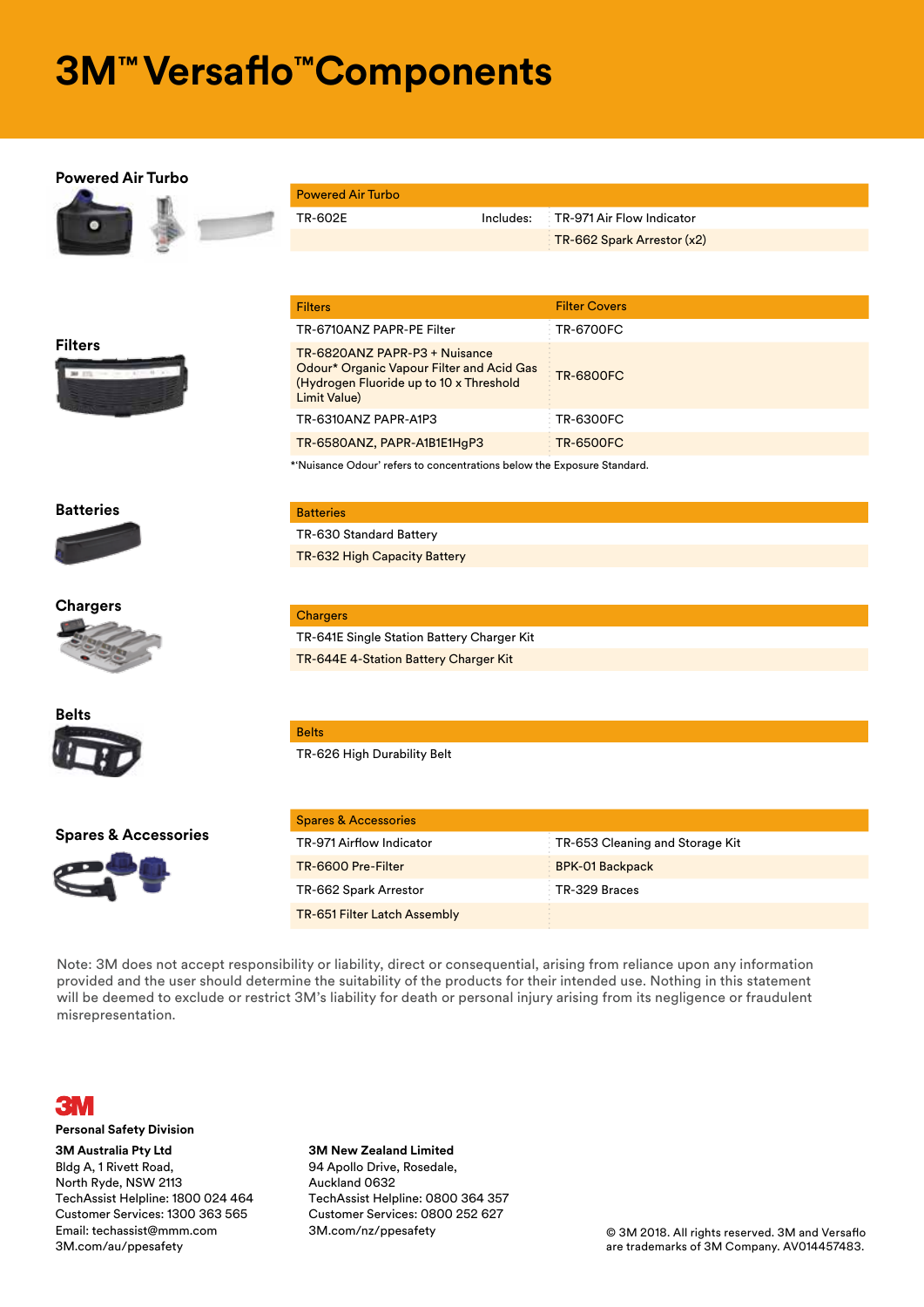# 3M™ Versaflo™ Components

## Powered Air Turbo

| Powered Air Turbo | | |
|---|---|---|
| TR-602E | Includes: | TR-971 Air Flow Indicator |
| | | TR-662 Spark Arrestor (x2) |

## Filters

| Filters | Filter Covers |
|---|---|
| TR-6710ANZ PAPR-PE Filter | TR-6700FC |
| TR-6820ANZ PAPR-P3 + Nuisance Odour* Organic Vapour Filter and Acid Gas (Hydrogen Fluoride up to 10 x Threshold Limit Value) | TR-6800FC |
| TR-6310ANZ PAPR-A1P3 | TR-6300FC |
| TR-6580ANZ, PAPR-A1B1E1HgP3 | TR-6500FC |

*'Nuisance Odour' refers to concentrations below the Exposure Standard.

## Batteries

| Batteries |
|---|
| TR-630 Standard Battery |
| TR-632 High Capacity Battery |

## Chargers

| Chargers |
|---|
| TR-641E Single Station Battery Charger Kit |
| TR-644E 4-Station Battery Charger Kit |

## Belts

| Belts |
|---|
| TR-626 High Durability Belt |

## Spares & Accessories

| Spares & Accessories | |
|---|---|
| TR-971 Airflow Indicator | TR-653 Cleaning and Storage Kit |
| TR-6600 Pre-Filter | BPK-01 Backpack |
| TR-662 Spark Arrestor | TR-329 Braces |
| TR-651 Filter Latch Assembly | |

Note: 3M does not accept responsibility or liability, direct or consequential, arising from reliance upon any information provided and the user should determine the suitability of the products for their intended use. Nothing in this statement will be deemed to exclude or restrict 3M's liability for death or personal injury arising from its negligence or fraudulent misrepresentation.

3M

**Personal Safety Division**

**3M Australia Pty Ltd**
Bldg A, 1 Rivett Road,
North Ryde, NSW 2113
TechAssist Helpline: 1800 024 464
Customer Services: 1300 363 565
Email: techassist@mmm.com
3M.com/au/ppesafety

**3M New Zealand Limited**
94 Apollo Drive, Rosedale,
Auckland 0632
TechAssist Helpline: 0800 364 357
Customer Services: 0800 252 627
3M.com/nz/ppesafety

© 3M 2018. All rights reserved. 3M and Versaflo are trademarks of 3M Company. AV014457483.